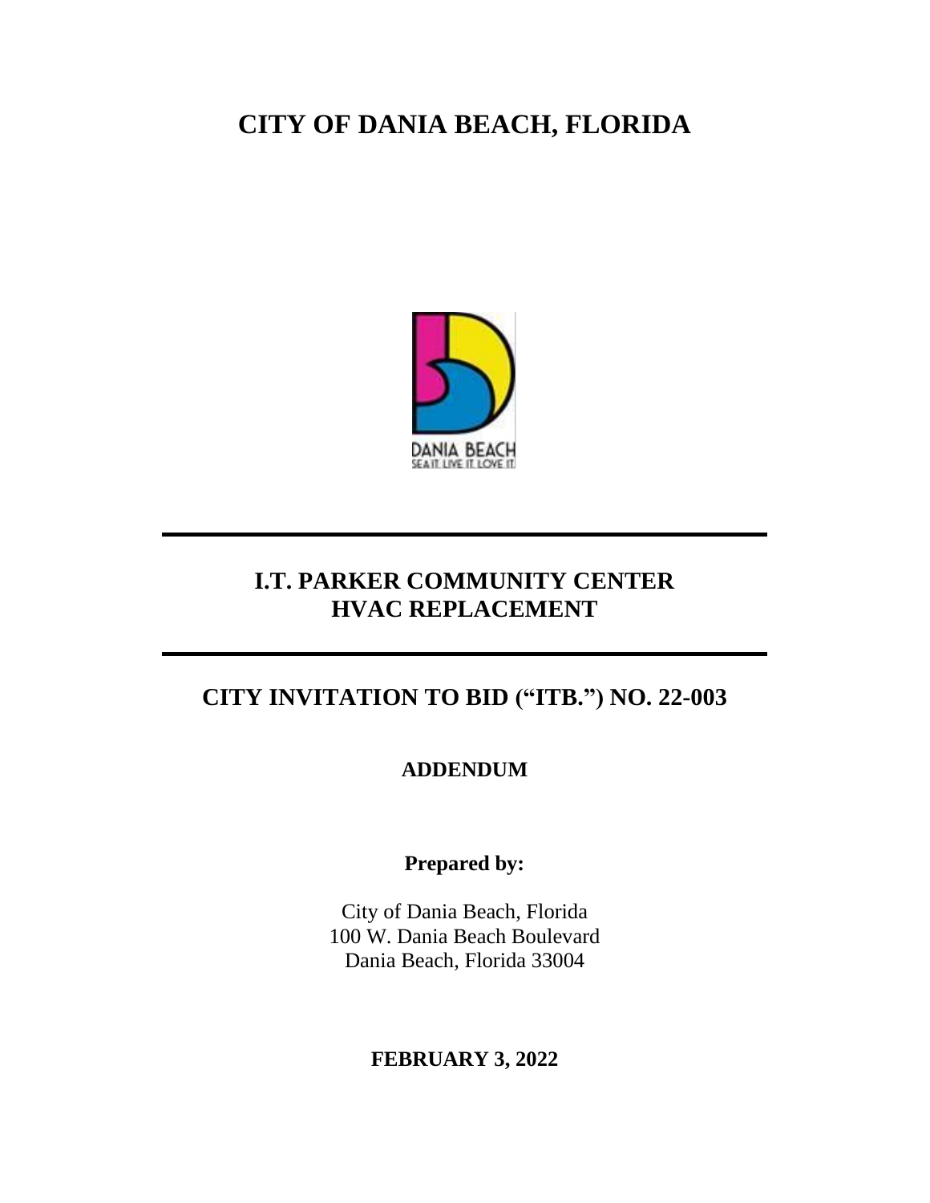# CITY OF DANIA BEACH, FLORIDA

DANIA BEACH
SEA IT. LIVE IT. LOVE IT.

---

## I.T. PARKER COMMUNITY CENTER
## HVAC REPLACEMENT

---

## CITY INVITATION TO BID ("ITB.") NO. 22-003

### ADDENDUM

**Prepared by:**

City of Dania Beach, Florida
100 W. Dania Beach Boulevard
Dania Beach, Florida 33004

**FEBRUARY 3, 2022**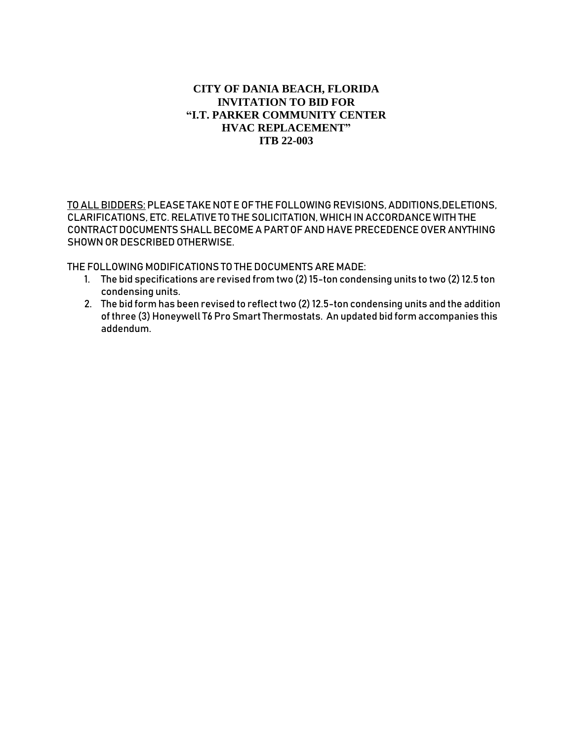**CITY OF DANIA BEACH, FLORIDA**
**INVITATION TO BID FOR**
**"I.T. PARKER COMMUNITY CENTER**
**HVAC REPLACEMENT"**
**ITB 22-003**

<u>TO ALL BIDDERS:</u> PLEASE TAKE NOT E OF THE FOLLOWING REVISIONS, ADDITIONS,DELETIONS, CLARIFICATIONS, ETC. RELATIVE TO THE SOLICITATION, WHICH IN ACCORDANCE WITH THE CONTRACT DOCUMENTS SHALL BECOME A PART OF AND HAVE PRECEDENCE OVER ANYTHING SHOWN OR DESCRIBED OTHERWISE.

THE FOLLOWING MODIFICATIONS TO THE DOCUMENTS ARE MADE:

1. The bid specifications are revised from two (2) 15-ton condensing units to two (2) 12.5 ton condensing units.
2. The bid form has been revised to reflect two (2) 12.5-ton condensing units and the addition of three (3) Honeywell T6 Pro Smart Thermostats. An updated bid form accompanies this addendum.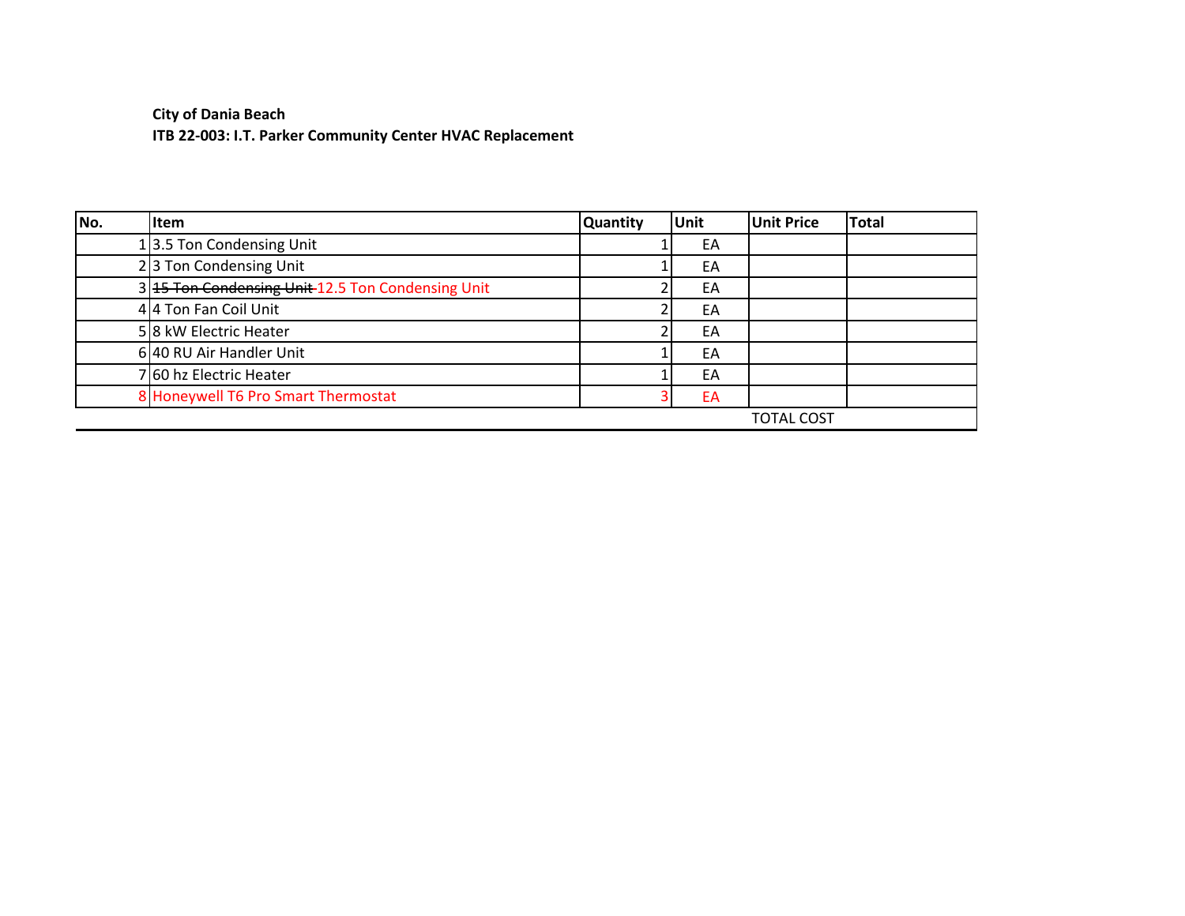**City of Dania Beach**
**ITB 22-003: I.T. Parker Community Center HVAC Replacement**

| No. | Item | Quantity | Unit | Unit Price | Total |
|---|---|---|---|---|---|
| 1 | 3.5 Ton Condensing Unit | 1 | EA | | |
| 2 | 3 Ton Condensing Unit | 1 | EA | | |
| 3 | ~~15 Ton Condensing Unit~~ 12.5 Ton Condensing Unit | 2 | EA | | |
| 4 | 4 Ton Fan Coil Unit | 2 | EA | | |
| 5 | 8 kW Electric Heater | 2 | EA | | |
| 6 | 40 RU Air Handler Unit | 1 | EA | | |
| 7 | 60 hz Electric Heater | 1 | EA | | |
| 8 | Honeywell T6 Pro Smart Thermostat | 3 | EA | | |
| | | | | TOTAL COST | |